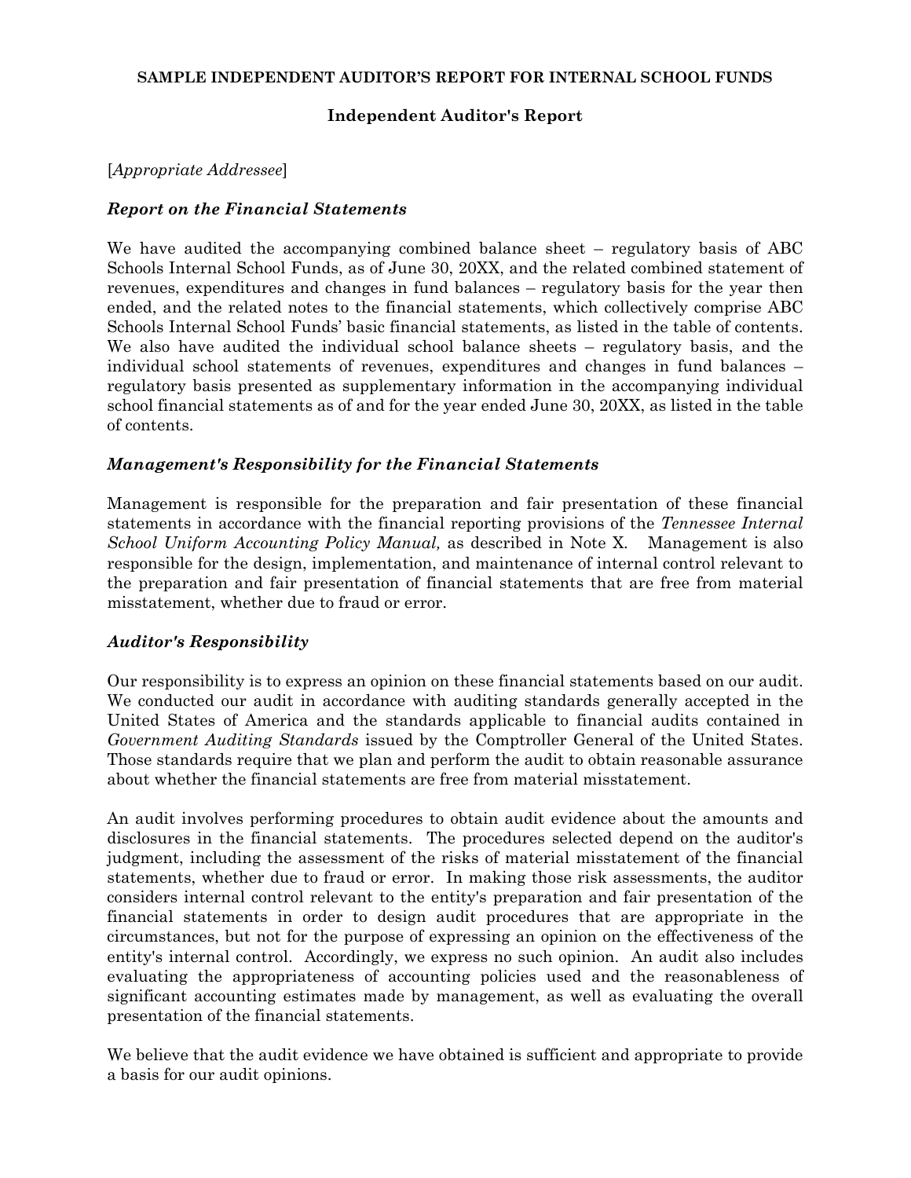**SAMPLE INDEPENDENT AUDITOR'S REPORT FOR INTERNAL SCHOOL FUNDS**

**Independent Auditor's Report**

[*Appropriate Addressee*]

### *Report on the Financial Statements*

We have audited the accompanying combined balance sheet – regulatory basis of ABC Schools Internal School Funds, as of June 30, 20XX, and the related combined statement of revenues, expenditures and changes in fund balances – regulatory basis for the year then ended, and the related notes to the financial statements, which collectively comprise ABC Schools Internal School Funds' basic financial statements, as listed in the table of contents. We also have audited the individual school balance sheets – regulatory basis, and the individual school statements of revenues, expenditures and changes in fund balances – regulatory basis presented as supplementary information in the accompanying individual school financial statements as of and for the year ended June 30, 20XX, as listed in the table of contents.

### *Management's Responsibility for the Financial Statements*

Management is responsible for the preparation and fair presentation of these financial statements in accordance with the financial reporting provisions of the *Tennessee Internal School Uniform Accounting Policy Manual,* as described in Note X. Management is also responsible for the design, implementation, and maintenance of internal control relevant to the preparation and fair presentation of financial statements that are free from material misstatement, whether due to fraud or error.

### *Auditor's Responsibility*

Our responsibility is to express an opinion on these financial statements based on our audit. We conducted our audit in accordance with auditing standards generally accepted in the United States of America and the standards applicable to financial audits contained in *Government Auditing Standards* issued by the Comptroller General of the United States. Those standards require that we plan and perform the audit to obtain reasonable assurance about whether the financial statements are free from material misstatement.

An audit involves performing procedures to obtain audit evidence about the amounts and disclosures in the financial statements. The procedures selected depend on the auditor's judgment, including the assessment of the risks of material misstatement of the financial statements, whether due to fraud or error. In making those risk assessments, the auditor considers internal control relevant to the entity's preparation and fair presentation of the financial statements in order to design audit procedures that are appropriate in the circumstances, but not for the purpose of expressing an opinion on the effectiveness of the entity's internal control. Accordingly, we express no such opinion. An audit also includes evaluating the appropriateness of accounting policies used and the reasonableness of significant accounting estimates made by management, as well as evaluating the overall presentation of the financial statements.

We believe that the audit evidence we have obtained is sufficient and appropriate to provide a basis for our audit opinions.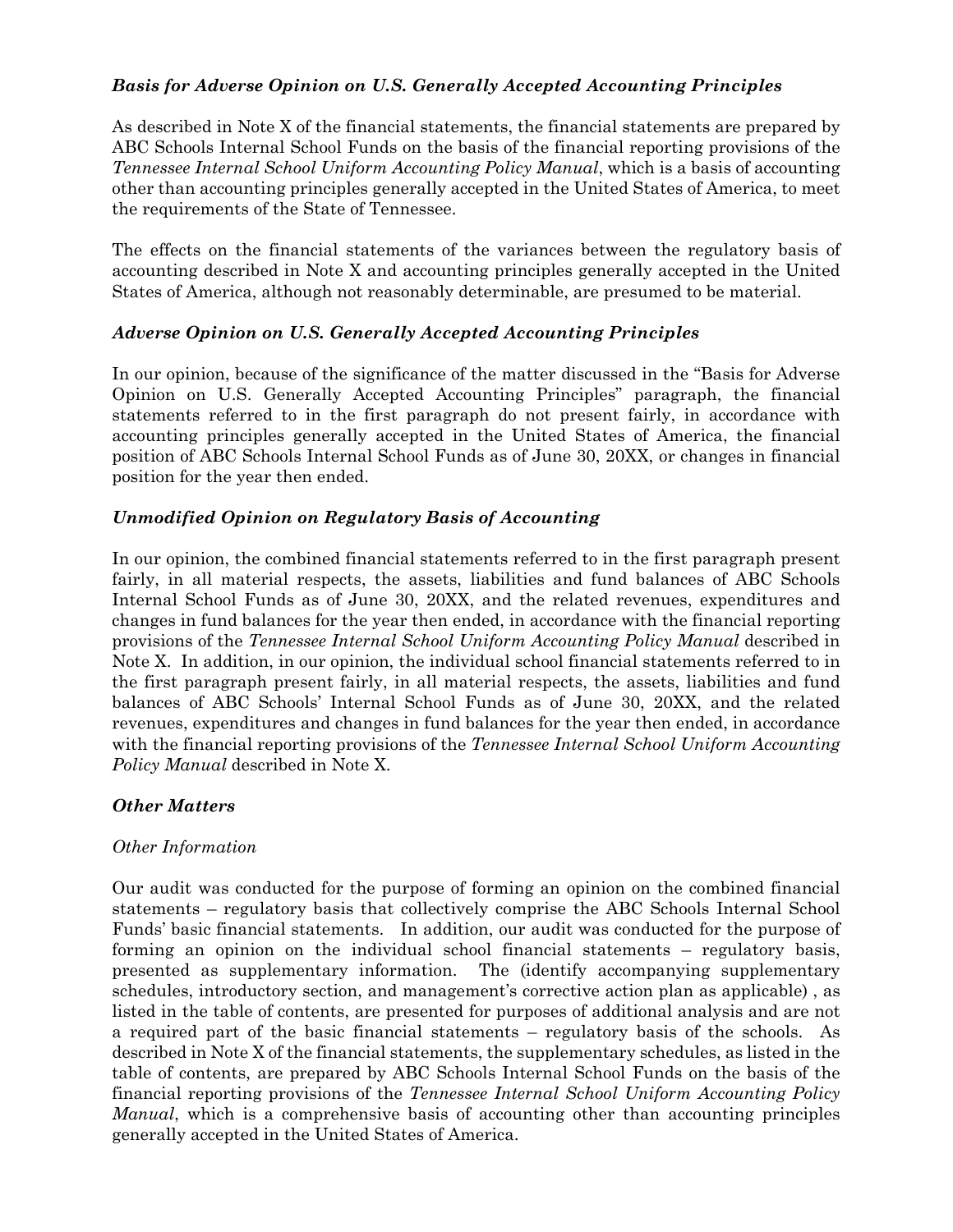### *Basis for Adverse Opinion on U.S. Generally Accepted Accounting Principles*

As described in Note X of the financial statements, the financial statements are prepared by ABC Schools Internal School Funds on the basis of the financial reporting provisions of the *Tennessee Internal School Uniform Accounting Policy Manual*, which is a basis of accounting other than accounting principles generally accepted in the United States of America, to meet the requirements of the State of Tennessee.

The effects on the financial statements of the variances between the regulatory basis of accounting described in Note X and accounting principles generally accepted in the United States of America, although not reasonably determinable, are presumed to be material.

### *Adverse Opinion on U.S. Generally Accepted Accounting Principles*

In our opinion, because of the significance of the matter discussed in the "Basis for Adverse Opinion on U.S. Generally Accepted Accounting Principles" paragraph, the financial statements referred to in the first paragraph do not present fairly, in accordance with accounting principles generally accepted in the United States of America, the financial position of ABC Schools Internal School Funds as of June 30, 20XX, or changes in financial position for the year then ended.

### *Unmodified Opinion on Regulatory Basis of Accounting*

In our opinion, the combined financial statements referred to in the first paragraph present fairly, in all material respects, the assets, liabilities and fund balances of ABC Schools Internal School Funds as of June 30, 20XX, and the related revenues, expenditures and changes in fund balances for the year then ended, in accordance with the financial reporting provisions of the *Tennessee Internal School Uniform Accounting Policy Manual* described in Note X. In addition, in our opinion, the individual school financial statements referred to in the first paragraph present fairly, in all material respects, the assets, liabilities and fund balances of ABC Schools' Internal School Funds as of June 30, 20XX, and the related revenues, expenditures and changes in fund balances for the year then ended, in accordance with the financial reporting provisions of the *Tennessee Internal School Uniform Accounting Policy Manual* described in Note X.

### *Other Matters*

*Other Information*

Our audit was conducted for the purpose of forming an opinion on the combined financial statements – regulatory basis that collectively comprise the ABC Schools Internal School Funds' basic financial statements. In addition, our audit was conducted for the purpose of forming an opinion on the individual school financial statements – regulatory basis, presented as supplementary information. The (identify accompanying supplementary schedules, introductory section, and management's corrective action plan as applicable) , as listed in the table of contents, are presented for purposes of additional analysis and are not a required part of the basic financial statements – regulatory basis of the schools. As described in Note X of the financial statements, the supplementary schedules, as listed in the table of contents, are prepared by ABC Schools Internal School Funds on the basis of the financial reporting provisions of the *Tennessee Internal School Uniform Accounting Policy Manual*, which is a comprehensive basis of accounting other than accounting principles generally accepted in the United States of America.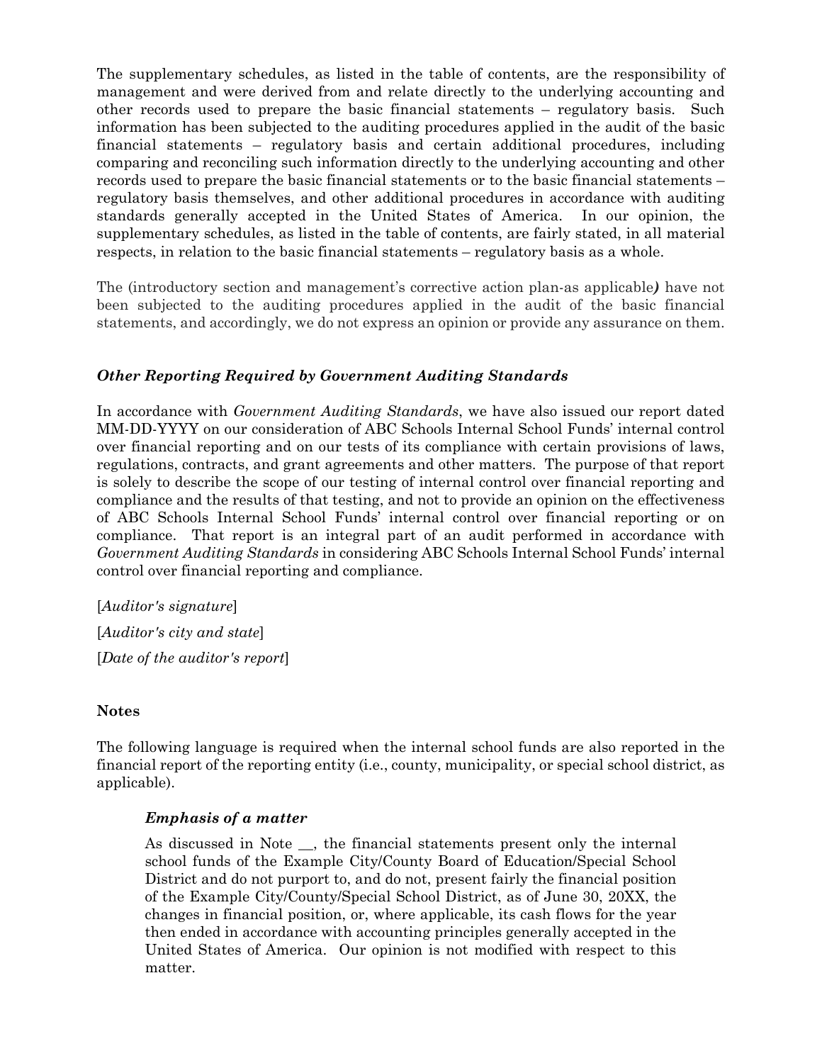The supplementary schedules, as listed in the table of contents, are the responsibility of management and were derived from and relate directly to the underlying accounting and other records used to prepare the basic financial statements – regulatory basis. Such information has been subjected to the auditing procedures applied in the audit of the basic financial statements – regulatory basis and certain additional procedures, including comparing and reconciling such information directly to the underlying accounting and other records used to prepare the basic financial statements or to the basic financial statements – regulatory basis themselves, and other additional procedures in accordance with auditing standards generally accepted in the United States of America. In our opinion, the supplementary schedules, as listed in the table of contents, are fairly stated, in all material respects, in relation to the basic financial statements – regulatory basis as a whole.

The (introductory section and management's corrective action plan-as applicable***)*** have not been subjected to the auditing procedures applied in the audit of the basic financial statements, and accordingly, we do not express an opinion or provide any assurance on them.

### *Other Reporting Required by Government Auditing Standards*

In accordance with *Government Auditing Standards*, we have also issued our report dated MM-DD-YYYY on our consideration of ABC Schools Internal School Funds' internal control over financial reporting and on our tests of its compliance with certain provisions of laws, regulations, contracts, and grant agreements and other matters. The purpose of that report is solely to describe the scope of our testing of internal control over financial reporting and compliance and the results of that testing, and not to provide an opinion on the effectiveness of ABC Schools Internal School Funds' internal control over financial reporting or on compliance. That report is an integral part of an audit performed in accordance with *Government Auditing Standards* in considering ABC Schools Internal School Funds' internal control over financial reporting and compliance.

[*Auditor's signature*]

[*Auditor's city and state*]

[*Date of the auditor's report*]

### Notes

The following language is required when the internal school funds are also reported in the financial report of the reporting entity (i.e., county, municipality, or special school district, as applicable).

> ***Emphasis of a matter***
>
> As discussed in Note __, the financial statements present only the internal school funds of the Example City/County Board of Education/Special School District and do not purport to, and do not, present fairly the financial position of the Example City/County/Special School District, as of June 30, 20XX, the changes in financial position, or, where applicable, its cash flows for the year then ended in accordance with accounting principles generally accepted in the United States of America. Our opinion is not modified with respect to this matter.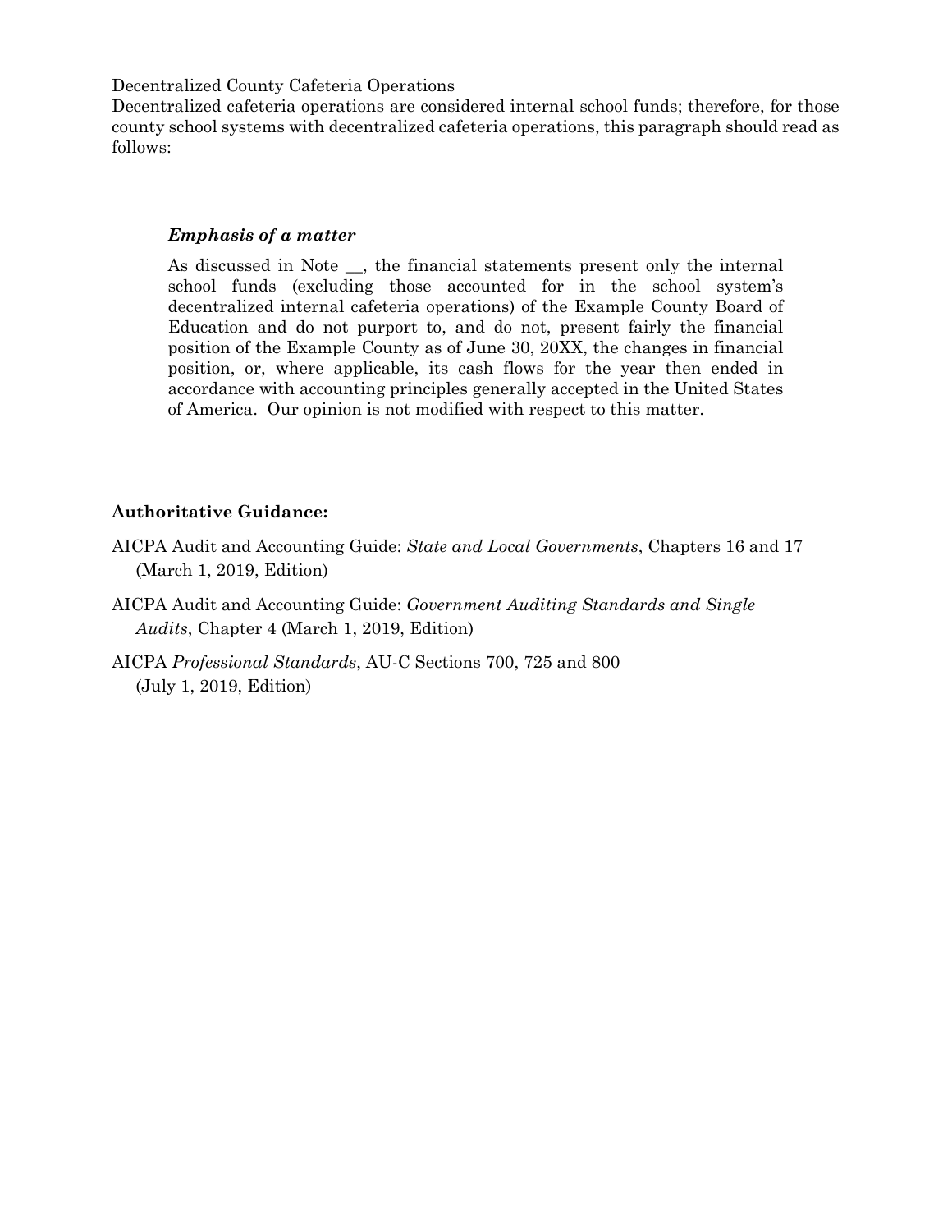Decentralized County Cafeteria Operations

Decentralized cafeteria operations are considered internal school funds; therefore, for those county school systems with decentralized cafeteria operations, this paragraph should read as follows:

> ***Emphasis of a matter***
>
> As discussed in Note __, the financial statements present only the internal school funds (excluding those accounted for in the school system's decentralized internal cafeteria operations) of the Example County Board of Education and do not purport to, and do not, present fairly the financial position of the Example County as of June 30, 20XX, the changes in financial position, or, where applicable, its cash flows for the year then ended in accordance with accounting principles generally accepted in the United States of America. Our opinion is not modified with respect to this matter.

**Authoritative Guidance:**

AICPA Audit and Accounting Guide: *State and Local Governments*, Chapters 16 and 17 (March 1, 2019, Edition)

AICPA Audit and Accounting Guide: *Government Auditing Standards and Single Audits*, Chapter 4 (March 1, 2019, Edition)

AICPA *Professional Standards*, AU-C Sections 700, 725 and 800 (July 1, 2019, Edition)